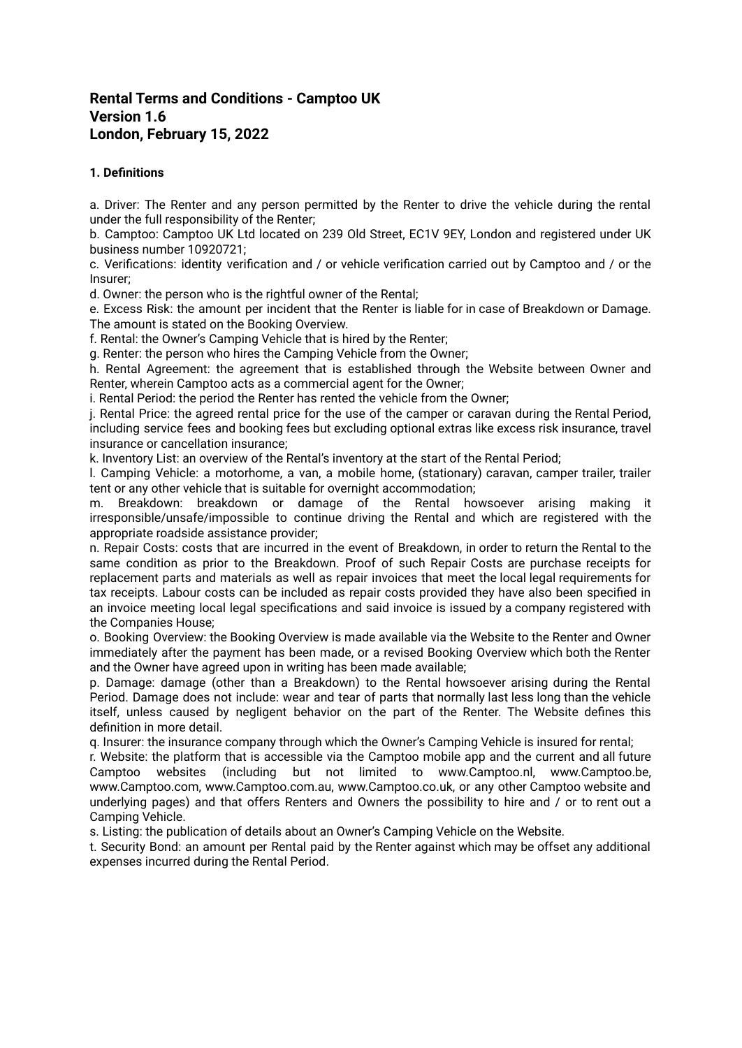# Rental Terms and Conditions - Camptoo UK
# Version 1.6
# London, February 15, 2022

### 1. Definitions

a. Driver: The Renter and any person permitted by the Renter to drive the vehicle during the rental under the full responsibility of the Renter;
b. Camptoo: Camptoo UK Ltd located on 239 Old Street, EC1V 9EY, London and registered under UK business number 10920721;
c. Verifications: identity verification and / or vehicle verification carried out by Camptoo and / or the Insurer;
d. Owner: the person who is the rightful owner of the Rental;
e. Excess Risk: the amount per incident that the Renter is liable for in case of Breakdown or Damage. The amount is stated on the Booking Overview.
f. Rental: the Owner's Camping Vehicle that is hired by the Renter;
g. Renter: the person who hires the Camping Vehicle from the Owner;
h. Rental Agreement: the agreement that is established through the Website between Owner and Renter, wherein Camptoo acts as a commercial agent for the Owner;
i. Rental Period: the period the Renter has rented the vehicle from the Owner;
j. Rental Price: the agreed rental price for the use of the camper or caravan during the Rental Period, including service fees and booking fees but excluding optional extras like excess risk insurance, travel insurance or cancellation insurance;
k. Inventory List: an overview of the Rental's inventory at the start of the Rental Period;
l. Camping Vehicle: a motorhome, a van, a mobile home, (stationary) caravan, camper trailer, trailer tent or any other vehicle that is suitable for overnight accommodation;
m. Breakdown: breakdown or damage of the Rental howsoever arising making it irresponsible/unsafe/impossible to continue driving the Rental and which are registered with the appropriate roadside assistance provider;
n. Repair Costs: costs that are incurred in the event of Breakdown, in order to return the Rental to the same condition as prior to the Breakdown. Proof of such Repair Costs are purchase receipts for replacement parts and materials as well as repair invoices that meet the local legal requirements for tax receipts. Labour costs can be included as repair costs provided they have also been specified in an invoice meeting local legal specifications and said invoice is issued by a company registered with the Companies House;
o. Booking Overview: the Booking Overview is made available via the Website to the Renter and Owner immediately after the payment has been made, or a revised Booking Overview which both the Renter and the Owner have agreed upon in writing has been made available;
p. Damage: damage (other than a Breakdown) to the Rental howsoever arising during the Rental Period. Damage does not include: wear and tear of parts that normally last less long than the vehicle itself, unless caused by negligent behavior on the part of the Renter. The Website defines this definition in more detail.
q. Insurer: the insurance company through which the Owner's Camping Vehicle is insured for rental;
r. Website: the platform that is accessible via the Camptoo mobile app and the current and all future Camptoo websites (including but not limited to www.Camptoo.nl, www.Camptoo.be, www.Camptoo.com, www.Camptoo.com.au, www.Camptoo.co.uk, or any other Camptoo website and underlying pages) and that offers Renters and Owners the possibility to hire and / or to rent out a Camping Vehicle.
s. Listing: the publication of details about an Owner's Camping Vehicle on the Website.
t. Security Bond: an amount per Rental paid by the Renter against which may be offset any additional expenses incurred during the Rental Period.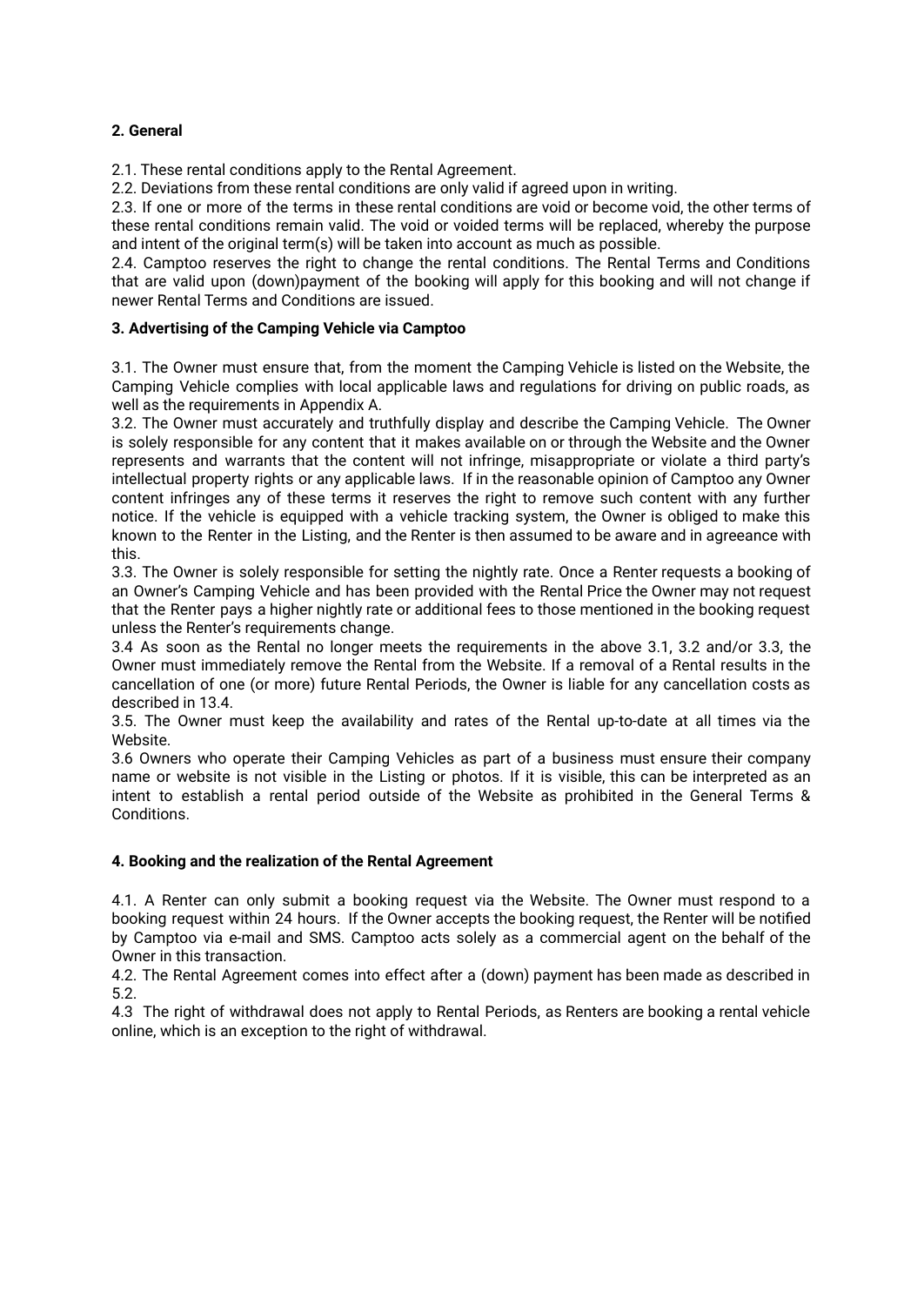## 2. General

2.1. These rental conditions apply to the Rental Agreement.
2.2. Deviations from these rental conditions are only valid if agreed upon in writing.
2.3. If one or more of the terms in these rental conditions are void or become void, the other terms of these rental conditions remain valid. The void or voided terms will be replaced, whereby the purpose and intent of the original term(s) will be taken into account as much as possible.
2.4. Camptoo reserves the right to change the rental conditions. The Rental Terms and Conditions that are valid upon (down)payment of the booking will apply for this booking and will not change if newer Rental Terms and Conditions are issued.

## 3. Advertising of the Camping Vehicle via Camptoo

3.1. The Owner must ensure that, from the moment the Camping Vehicle is listed on the Website, the Camping Vehicle complies with local applicable laws and regulations for driving on public roads, as well as the requirements in Appendix A.
3.2. The Owner must accurately and truthfully display and describe the Camping Vehicle. The Owner is solely responsible for any content that it makes available on or through the Website and the Owner represents and warrants that the content will not infringe, misappropriate or violate a third party's intellectual property rights or any applicable laws. If in the reasonable opinion of Camptoo any Owner content infringes any of these terms it reserves the right to remove such content with any further notice. If the vehicle is equipped with a vehicle tracking system, the Owner is obliged to make this known to the Renter in the Listing, and the Renter is then assumed to be aware and in agreeance with this.
3.3. The Owner is solely responsible for setting the nightly rate. Once a Renter requests a booking of an Owner's Camping Vehicle and has been provided with the Rental Price the Owner may not request that the Renter pays a higher nightly rate or additional fees to those mentioned in the booking request unless the Renter's requirements change.
3.4 As soon as the Rental no longer meets the requirements in the above 3.1, 3.2 and/or 3.3, the Owner must immediately remove the Rental from the Website. If a removal of a Rental results in the cancellation of one (or more) future Rental Periods, the Owner is liable for any cancellation costs as described in 13.4.
3.5. The Owner must keep the availability and rates of the Rental up-to-date at all times via the Website.
3.6 Owners who operate their Camping Vehicles as part of a business must ensure their company name or website is not visible in the Listing or photos. If it is visible, this can be interpreted as an intent to establish a rental period outside of the Website as prohibited in the General Terms & Conditions.

## 4. Booking and the realization of the Rental Agreement

4.1. A Renter can only submit a booking request via the Website. The Owner must respond to a booking request within 24 hours. If the Owner accepts the booking request, the Renter will be notified by Camptoo via e-mail and SMS. Camptoo acts solely as a commercial agent on the behalf of the Owner in this transaction.
4.2. The Rental Agreement comes into effect after a (down) payment has been made as described in 5.2.
4.3 The right of withdrawal does not apply to Rental Periods, as Renters are booking a rental vehicle online, which is an exception to the right of withdrawal.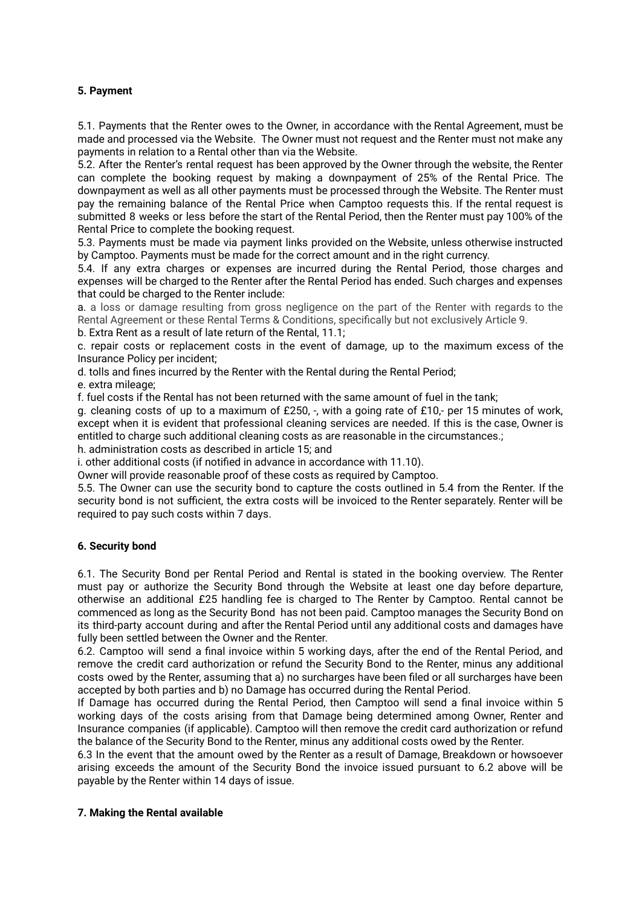**5. Payment**

5.1. Payments that the Renter owes to the Owner, in accordance with the Rental Agreement, must be made and processed via the Website. The Owner must not request and the Renter must not make any payments in relation to a Rental other than via the Website.
5.2. After the Renter's rental request has been approved by the Owner through the website, the Renter can complete the booking request by making a downpayment of 25% of the Rental Price. The downpayment as well as all other payments must be processed through the Website. The Renter must pay the remaining balance of the Rental Price when Camptoo requests this. If the rental request is submitted 8 weeks or less before the start of the Rental Period, then the Renter must pay 100% of the Rental Price to complete the booking request.
5.3. Payments must be made via payment links provided on the Website, unless otherwise instructed by Camptoo. Payments must be made for the correct amount and in the right currency.
5.4. If any extra charges or expenses are incurred during the Rental Period, those charges and expenses will be charged to the Renter after the Rental Period has ended. Such charges and expenses that could be charged to the Renter include:
a. a loss or damage resulting from gross negligence on the part of the Renter with regards to the Rental Agreement or these Rental Terms & Conditions, specifically but not exclusively Article 9.
b. Extra Rent as a result of late return of the Rental, 11.1;
c. repair costs or replacement costs in the event of damage, up to the maximum excess of the Insurance Policy per incident;
d. tolls and fines incurred by the Renter with the Rental during the Rental Period;
e. extra mileage;
f. fuel costs if the Rental has not been returned with the same amount of fuel in the tank;
g. cleaning costs of up to a maximum of £250, -, with a going rate of £10,- per 15 minutes of work, except when it is evident that professional cleaning services are needed. If this is the case, Owner is entitled to charge such additional cleaning costs as are reasonable in the circumstances.;
h. administration costs as described in article 15; and
i. other additional costs (if notified in advance in accordance with 11.10).
Owner will provide reasonable proof of these costs as required by Camptoo.
5.5. The Owner can use the security bond to capture the costs outlined in 5.4 from the Renter. If the security bond is not sufficient, the extra costs will be invoiced to the Renter separately. Renter will be required to pay such costs within 7 days.

**6. Security bond**

6.1. The Security Bond per Rental Period and Rental is stated in the booking overview. The Renter must pay or authorize the Security Bond through the Website at least one day before departure, otherwise an additional £25 handling fee is charged to The Renter by Camptoo. Rental cannot be commenced as long as the Security Bond has not been paid. Camptoo manages the Security Bond on its third-party account during and after the Rental Period until any additional costs and damages have fully been settled between the Owner and the Renter.
6.2. Camptoo will send a final invoice within 5 working days, after the end of the Rental Period, and remove the credit card authorization or refund the Security Bond to the Renter, minus any additional costs owed by the Renter, assuming that a) no surcharges have been filed or all surcharges have been accepted by both parties and b) no Damage has occurred during the Rental Period.
If Damage has occurred during the Rental Period, then Camptoo will send a final invoice within 5 working days of the costs arising from that Damage being determined among Owner, Renter and Insurance companies (if applicable). Camptoo will then remove the credit card authorization or refund the balance of the Security Bond to the Renter, minus any additional costs owed by the Renter.
6.3 In the event that the amount owed by the Renter as a result of Damage, Breakdown or howsoever arising exceeds the amount of the Security Bond the invoice issued pursuant to 6.2 above will be payable by the Renter within 14 days of issue.

**7. Making the Rental available**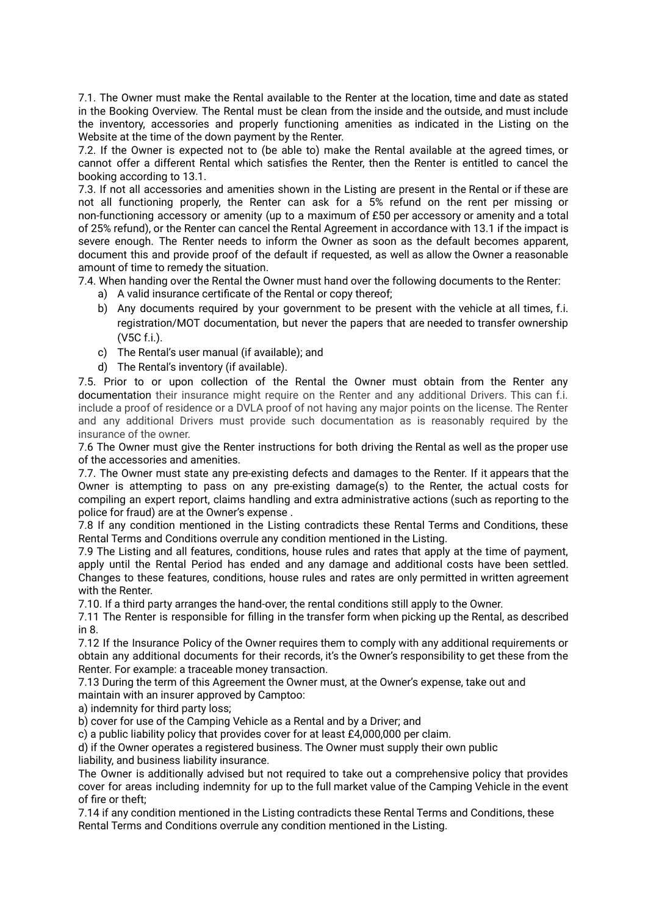7.1. The Owner must make the Rental available to the Renter at the location, time and date as stated in the Booking Overview. The Rental must be clean from the inside and the outside, and must include the inventory, accessories and properly functioning amenities as indicated in the Listing on the Website at the time of the down payment by the Renter.

7.2. If the Owner is expected not to (be able to) make the Rental available at the agreed times, or cannot offer a different Rental which satisfies the Renter, then the Renter is entitled to cancel the booking according to 13.1.

7.3. If not all accessories and amenities shown in the Listing are present in the Rental or if these are not all functioning properly, the Renter can ask for a 5% refund on the rent per missing or non-functioning accessory or amenity (up to a maximum of £50 per accessory or amenity and a total of 25% refund), or the Renter can cancel the Rental Agreement in accordance with 13.1 if the impact is severe enough. The Renter needs to inform the Owner as soon as the default becomes apparent, document this and provide proof of the default if requested, as well as allow the Owner a reasonable amount of time to remedy the situation.

7.4. When handing over the Rental the Owner must hand over the following documents to the Renter:

a) A valid insurance certificate of the Rental or copy thereof;
b) Any documents required by your government to be present with the vehicle at all times, f.i. registration/MOT documentation, but never the papers that are needed to transfer ownership (V5C f.i.).
c) The Rental's user manual (if available); and
d) The Rental's inventory (if available).

7.5. Prior to or upon collection of the Rental the Owner must obtain from the Renter any documentation their insurance might require on the Renter and any additional Drivers. This can f.i. include a proof of residence or a DVLA proof of not having any major points on the license. The Renter and any additional Drivers must provide such documentation as is reasonably required by the insurance of the owner.

7.6 The Owner must give the Renter instructions for both driving the Rental as well as the proper use of the accessories and amenities.

7.7. The Owner must state any pre-existing defects and damages to the Renter. If it appears that the Owner is attempting to pass on any pre-existing damage(s) to the Renter, the actual costs for compiling an expert report, claims handling and extra administrative actions (such as reporting to the police for fraud) are at the Owner's expense .

7.8 If any condition mentioned in the Listing contradicts these Rental Terms and Conditions, these Rental Terms and Conditions overrule any condition mentioned in the Listing.

7.9 The Listing and all features, conditions, house rules and rates that apply at the time of payment, apply until the Rental Period has ended and any damage and additional costs have been settled. Changes to these features, conditions, house rules and rates are only permitted in written agreement with the Renter.

7.10. If a third party arranges the hand-over, the rental conditions still apply to the Owner.

7.11 The Renter is responsible for filling in the transfer form when picking up the Rental, as described in 8.

7.12 If the Insurance Policy of the Owner requires them to comply with any additional requirements or obtain any additional documents for their records, it's the Owner's responsibility to get these from the Renter. For example: a traceable money transaction.

7.13 During the term of this Agreement the Owner must, at the Owner's expense, take out and maintain with an insurer approved by Camptoo:

a) indemnity for third party loss;
b) cover for use of the Camping Vehicle as a Rental and by a Driver; and
c) a public liability policy that provides cover for at least £4,000,000 per claim.
d) if the Owner operates a registered business. The Owner must supply their own public liability, and business liability insurance.

The Owner is additionally advised but not required to take out a comprehensive policy that provides cover for areas including indemnity for up to the full market value of the Camping Vehicle in the event of fire or theft;

7.14 if any condition mentioned in the Listing contradicts these Rental Terms and Conditions, these Rental Terms and Conditions overrule any condition mentioned in the Listing.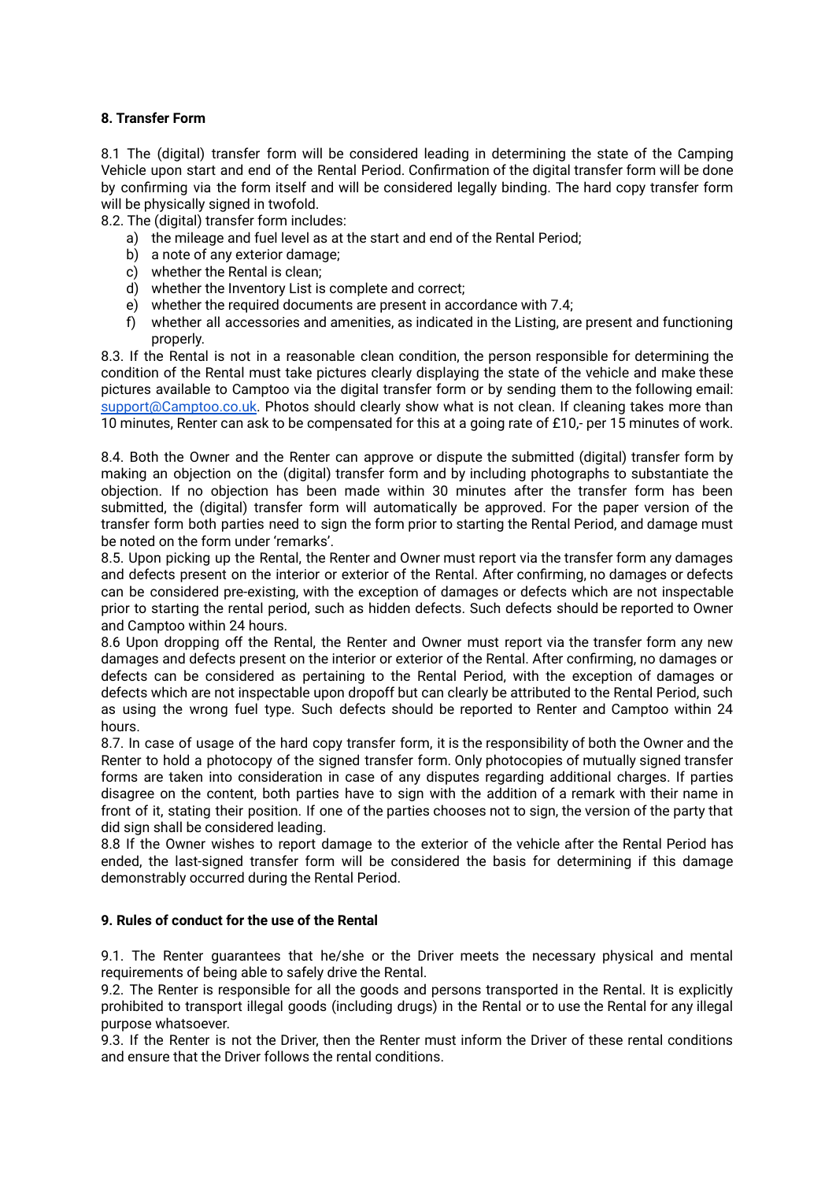**8. Transfer Form**

8.1 The (digital) transfer form will be considered leading in determining the state of the Camping Vehicle upon start and end of the Rental Period. Confirmation of the digital transfer form will be done by confirming via the form itself and will be considered legally binding. The hard copy transfer form will be physically signed in twofold.

8.2. The (digital) transfer form includes:

a) the mileage and fuel level as at the start and end of the Rental Period;
b) a note of any exterior damage;
c) whether the Rental is clean;
d) whether the Inventory List is complete and correct;
e) whether the required documents are present in accordance with 7.4;
f) whether all accessories and amenities, as indicated in the Listing, are present and functioning properly.

8.3. If the Rental is not in a reasonable clean condition, the person responsible for determining the condition of the Rental must take pictures clearly displaying the state of the vehicle and make these pictures available to Camptoo via the digital transfer form or by sending them to the following email: support@Camptoo.co.uk. Photos should clearly show what is not clean. If cleaning takes more than 10 minutes, Renter can ask to be compensated for this at a going rate of £10,- per 15 minutes of work.

8.4. Both the Owner and the Renter can approve or dispute the submitted (digital) transfer form by making an objection on the (digital) transfer form and by including photographs to substantiate the objection. If no objection has been made within 30 minutes after the transfer form has been submitted, the (digital) transfer form will automatically be approved. For the paper version of the transfer form both parties need to sign the form prior to starting the Rental Period, and damage must be noted on the form under 'remarks'.

8.5. Upon picking up the Rental, the Renter and Owner must report via the transfer form any damages and defects present on the interior or exterior of the Rental. After confirming, no damages or defects can be considered pre-existing, with the exception of damages or defects which are not inspectable prior to starting the rental period, such as hidden defects. Such defects should be reported to Owner and Camptoo within 24 hours.

8.6 Upon dropping off the Rental, the Renter and Owner must report via the transfer form any new damages and defects present on the interior or exterior of the Rental. After confirming, no damages or defects can be considered as pertaining to the Rental Period, with the exception of damages or defects which are not inspectable upon dropoff but can clearly be attributed to the Rental Period, such as using the wrong fuel type. Such defects should be reported to Renter and Camptoo within 24 hours.

8.7. In case of usage of the hard copy transfer form, it is the responsibility of both the Owner and the Renter to hold a photocopy of the signed transfer form. Only photocopies of mutually signed transfer forms are taken into consideration in case of any disputes regarding additional charges. If parties disagree on the content, both parties have to sign with the addition of a remark with their name in front of it, stating their position. If one of the parties chooses not to sign, the version of the party that did sign shall be considered leading.

8.8 If the Owner wishes to report damage to the exterior of the vehicle after the Rental Period has ended, the last-signed transfer form will be considered the basis for determining if this damage demonstrably occurred during the Rental Period.

**9. Rules of conduct for the use of the Rental**

9.1. The Renter guarantees that he/she or the Driver meets the necessary physical and mental requirements of being able to safely drive the Rental.

9.2. The Renter is responsible for all the goods and persons transported in the Rental. It is explicitly prohibited to transport illegal goods (including drugs) in the Rental or to use the Rental for any illegal purpose whatsoever.

9.3. If the Renter is not the Driver, then the Renter must inform the Driver of these rental conditions and ensure that the Driver follows the rental conditions.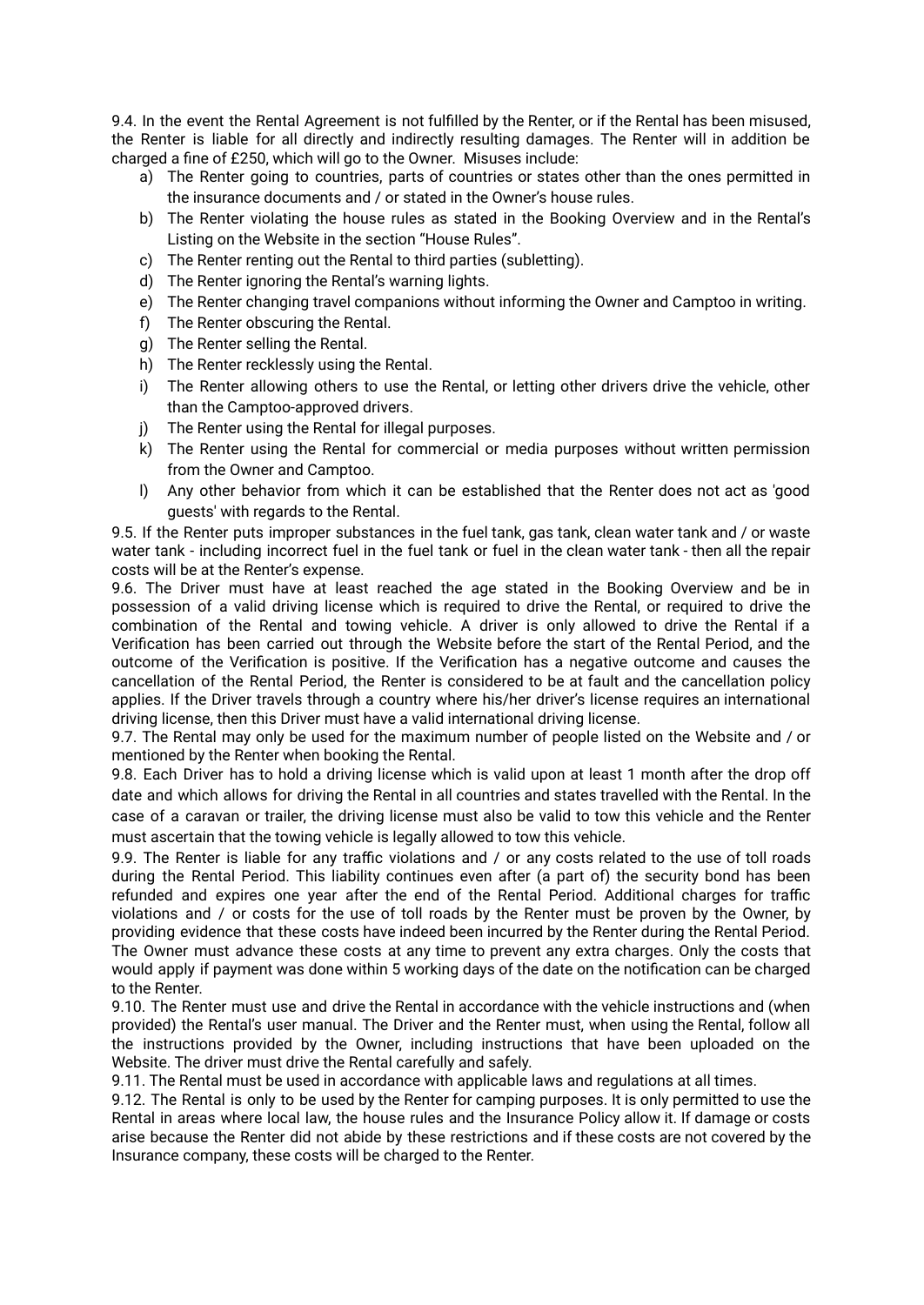9.4. In the event the Rental Agreement is not fulfilled by the Renter, or if the Rental has been misused, the Renter is liable for all directly and indirectly resulting damages. The Renter will in addition be charged a fine of £250, which will go to the Owner. Misuses include:

a) The Renter going to countries, parts of countries or states other than the ones permitted in the insurance documents and / or stated in the Owner's house rules.
b) The Renter violating the house rules as stated in the Booking Overview and in the Rental's Listing on the Website in the section "House Rules".
c) The Renter renting out the Rental to third parties (subletting).
d) The Renter ignoring the Rental's warning lights.
e) The Renter changing travel companions without informing the Owner and Camptoo in writing.
f) The Renter obscuring the Rental.
g) The Renter selling the Rental.
h) The Renter recklessly using the Rental.
i) The Renter allowing others to use the Rental, or letting other drivers drive the vehicle, other than the Camptoo-approved drivers.
j) The Renter using the Rental for illegal purposes.
k) The Renter using the Rental for commercial or media purposes without written permission from the Owner and Camptoo.
l) Any other behavior from which it can be established that the Renter does not act as 'good guests' with regards to the Rental.

9.5. If the Renter puts improper substances in the fuel tank, gas tank, clean water tank and / or waste water tank - including incorrect fuel in the fuel tank or fuel in the clean water tank - then all the repair costs will be at the Renter's expense.

9.6. The Driver must have at least reached the age stated in the Booking Overview and be in possession of a valid driving license which is required to drive the Rental, or required to drive the combination of the Rental and towing vehicle. A driver is only allowed to drive the Rental if a Verification has been carried out through the Website before the start of the Rental Period, and the outcome of the Verification is positive. If the Verification has a negative outcome and causes the cancellation of the Rental Period, the Renter is considered to be at fault and the cancellation policy applies. If the Driver travels through a country where his/her driver's license requires an international driving license, then this Driver must have a valid international driving license.

9.7. The Rental may only be used for the maximum number of people listed on the Website and / or mentioned by the Renter when booking the Rental.

9.8. Each Driver has to hold a driving license which is valid upon at least 1 month after the drop off date and which allows for driving the Rental in all countries and states travelled with the Rental. In the case of a caravan or trailer, the driving license must also be valid to tow this vehicle and the Renter must ascertain that the towing vehicle is legally allowed to tow this vehicle.

9.9. The Renter is liable for any traffic violations and / or any costs related to the use of toll roads during the Rental Period. This liability continues even after (a part of) the security bond has been refunded and expires one year after the end of the Rental Period. Additional charges for traffic violations and / or costs for the use of toll roads by the Renter must be proven by the Owner, by providing evidence that these costs have indeed been incurred by the Renter during the Rental Period. The Owner must advance these costs at any time to prevent any extra charges. Only the costs that would apply if payment was done within 5 working days of the date on the notification can be charged to the Renter.

9.10. The Renter must use and drive the Rental in accordance with the vehicle instructions and (when provided) the Rental's user manual. The Driver and the Renter must, when using the Rental, follow all the instructions provided by the Owner, including instructions that have been uploaded on the Website. The driver must drive the Rental carefully and safely.

9.11. The Rental must be used in accordance with applicable laws and regulations at all times.

9.12. The Rental is only to be used by the Renter for camping purposes. It is only permitted to use the Rental in areas where local law, the house rules and the Insurance Policy allow it. If damage or costs arise because the Renter did not abide by these restrictions and if these costs are not covered by the Insurance company, these costs will be charged to the Renter.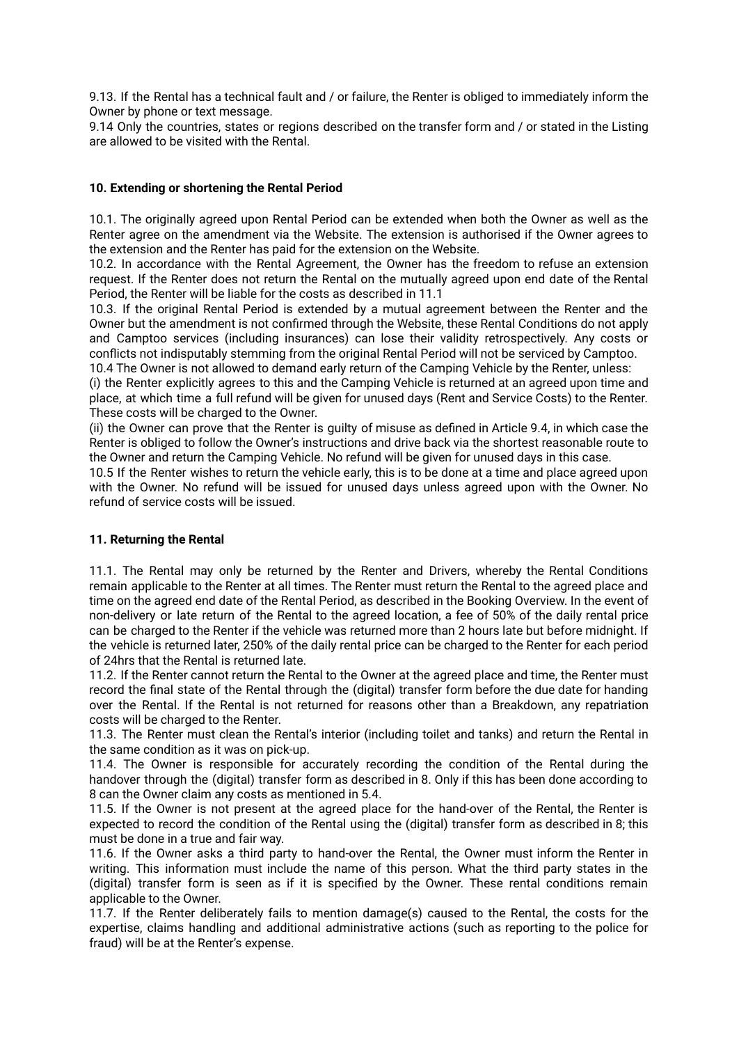9.13. If the Rental has a technical fault and / or failure, the Renter is obliged to immediately inform the Owner by phone or text message.
9.14 Only the countries, states or regions described on the transfer form and / or stated in the Listing are allowed to be visited with the Rental.

**10. Extending or shortening the Rental Period**

10.1. The originally agreed upon Rental Period can be extended when both the Owner as well as the Renter agree on the amendment via the Website. The extension is authorised if the Owner agrees to the extension and the Renter has paid for the extension on the Website.
10.2. In accordance with the Rental Agreement, the Owner has the freedom to refuse an extension request. If the Renter does not return the Rental on the mutually agreed upon end date of the Rental Period, the Renter will be liable for the costs as described in 11.1
10.3. If the original Rental Period is extended by a mutual agreement between the Renter and the Owner but the amendment is not confirmed through the Website, these Rental Conditions do not apply and Camptoo services (including insurances) can lose their validity retrospectively. Any costs or conflicts not indisputably stemming from the original Rental Period will not be serviced by Camptoo.
10.4 The Owner is not allowed to demand early return of the Camping Vehicle by the Renter, unless:
(i) the Renter explicitly agrees to this and the Camping Vehicle is returned at an agreed upon time and place, at which time a full refund will be given for unused days (Rent and Service Costs) to the Renter. These costs will be charged to the Owner.
(ii) the Owner can prove that the Renter is guilty of misuse as defined in Article 9.4, in which case the Renter is obliged to follow the Owner's instructions and drive back via the shortest reasonable route to the Owner and return the Camping Vehicle. No refund will be given for unused days in this case.
10.5 If the Renter wishes to return the vehicle early, this is to be done at a time and place agreed upon with the Owner. No refund will be issued for unused days unless agreed upon with the Owner. No refund of service costs will be issued.

**11. Returning the Rental**

11.1. The Rental may only be returned by the Renter and Drivers, whereby the Rental Conditions remain applicable to the Renter at all times. The Renter must return the Rental to the agreed place and time on the agreed end date of the Rental Period, as described in the Booking Overview. In the event of non-delivery or late return of the Rental to the agreed location, a fee of 50% of the daily rental price can be charged to the Renter if the vehicle was returned more than 2 hours late but before midnight. If the vehicle is returned later, 250% of the daily rental price can be charged to the Renter for each period of 24hrs that the Rental is returned late.
11.2. If the Renter cannot return the Rental to the Owner at the agreed place and time, the Renter must record the final state of the Rental through the (digital) transfer form before the due date for handing over the Rental. If the Rental is not returned for reasons other than a Breakdown, any repatriation costs will be charged to the Renter.
11.3. The Renter must clean the Rental's interior (including toilet and tanks) and return the Rental in the same condition as it was on pick-up.
11.4. The Owner is responsible for accurately recording the condition of the Rental during the handover through the (digital) transfer form as described in 8. Only if this has been done according to 8 can the Owner claim any costs as mentioned in 5.4.
11.5. If the Owner is not present at the agreed place for the hand-over of the Rental, the Renter is expected to record the condition of the Rental using the (digital) transfer form as described in 8; this must be done in a true and fair way.
11.6. If the Owner asks a third party to hand-over the Rental, the Owner must inform the Renter in writing. This information must include the name of this person. What the third party states in the (digital) transfer form is seen as if it is specified by the Owner. These rental conditions remain applicable to the Owner.
11.7. If the Renter deliberately fails to mention damage(s) caused to the Rental, the costs for the expertise, claims handling and additional administrative actions (such as reporting to the police for fraud) will be at the Renter's expense.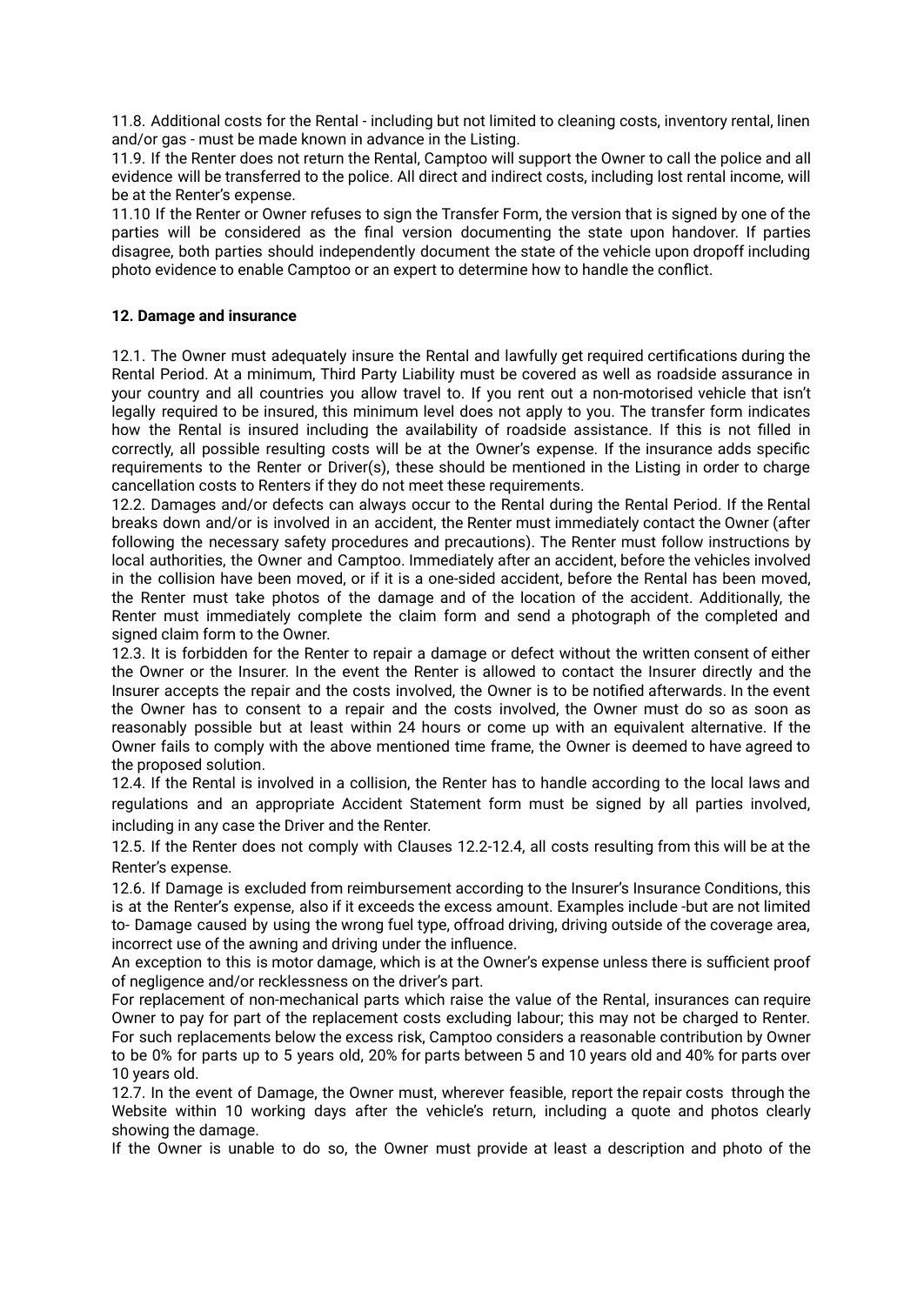11.8. Additional costs for the Rental - including but not limited to cleaning costs, inventory rental, linen and/or gas - must be made known in advance in the Listing.

11.9. If the Renter does not return the Rental, Camptoo will support the Owner to call the police and all evidence will be transferred to the police. All direct and indirect costs, including lost rental income, will be at the Renter's expense.

11.10 If the Renter or Owner refuses to sign the Transfer Form, the version that is signed by one of the parties will be considered as the final version documenting the state upon handover. If parties disagree, both parties should independently document the state of the vehicle upon dropoff including photo evidence to enable Camptoo or an expert to determine how to handle the conflict.

**12. Damage and insurance**

12.1. The Owner must adequately insure the Rental and lawfully get required certifications during the Rental Period. At a minimum, Third Party Liability must be covered as well as roadside assurance in your country and all countries you allow travel to. If you rent out a non-motorised vehicle that isn't legally required to be insured, this minimum level does not apply to you. The transfer form indicates how the Rental is insured including the availability of roadside assistance. If this is not filled in correctly, all possible resulting costs will be at the Owner's expense. If the insurance adds specific requirements to the Renter or Driver(s), these should be mentioned in the Listing in order to charge cancellation costs to Renters if they do not meet these requirements.

12.2. Damages and/or defects can always occur to the Rental during the Rental Period. If the Rental breaks down and/or is involved in an accident, the Renter must immediately contact the Owner (after following the necessary safety procedures and precautions). The Renter must follow instructions by local authorities, the Owner and Camptoo. Immediately after an accident, before the vehicles involved in the collision have been moved, or if it is a one-sided accident, before the Rental has been moved, the Renter must take photos of the damage and of the location of the accident. Additionally, the Renter must immediately complete the claim form and send a photograph of the completed and signed claim form to the Owner.

12.3. It is forbidden for the Renter to repair a damage or defect without the written consent of either the Owner or the Insurer. In the event the Renter is allowed to contact the Insurer directly and the Insurer accepts the repair and the costs involved, the Owner is to be notified afterwards. In the event the Owner has to consent to a repair and the costs involved, the Owner must do so as soon as reasonably possible but at least within 24 hours or come up with an equivalent alternative. If the Owner fails to comply with the above mentioned time frame, the Owner is deemed to have agreed to the proposed solution.

12.4. If the Rental is involved in a collision, the Renter has to handle according to the local laws and regulations and an appropriate Accident Statement form must be signed by all parties involved, including in any case the Driver and the Renter.

12.5. If the Renter does not comply with Clauses 12.2-12.4, all costs resulting from this will be at the Renter's expense.

12.6. If Damage is excluded from reimbursement according to the Insurer's Insurance Conditions, this is at the Renter's expense, also if it exceeds the excess amount. Examples include -but are not limited to- Damage caused by using the wrong fuel type, offroad driving, driving outside of the coverage area, incorrect use of the awning and driving under the influence.

An exception to this is motor damage, which is at the Owner's expense unless there is sufficient proof of negligence and/or recklessness on the driver's part.

For replacement of non-mechanical parts which raise the value of the Rental, insurances can require Owner to pay for part of the replacement costs excluding labour; this may not be charged to Renter. For such replacements below the excess risk, Camptoo considers a reasonable contribution by Owner to be 0% for parts up to 5 years old, 20% for parts between 5 and 10 years old and 40% for parts over 10 years old.

12.7. In the event of Damage, the Owner must, wherever feasible, report the repair costs through the Website within 10 working days after the vehicle's return, including a quote and photos clearly showing the damage.

If the Owner is unable to do so, the Owner must provide at least a description and photo of the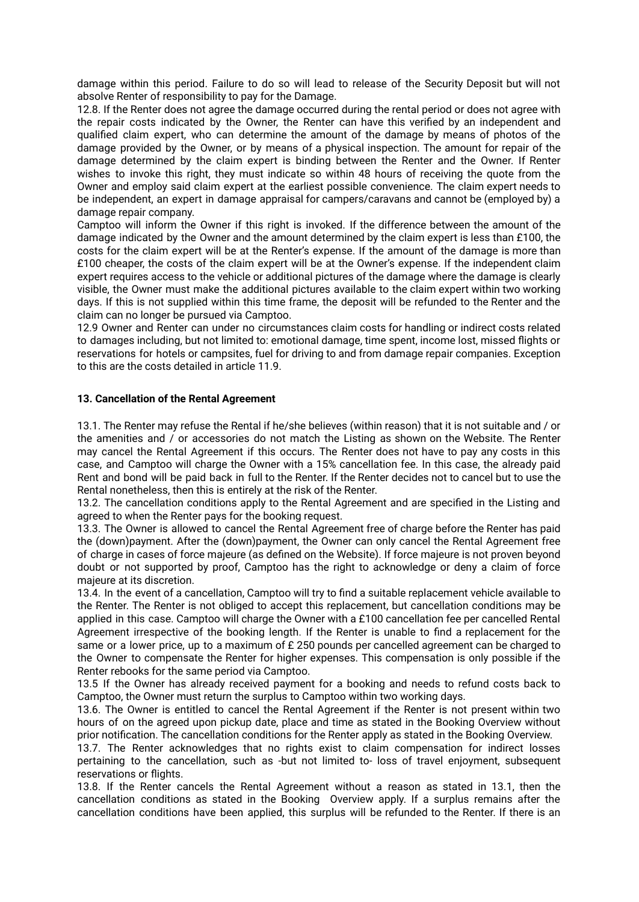damage within this period. Failure to do so will lead to release of the Security Deposit but will not absolve Renter of responsibility to pay for the Damage.

12.8. If the Renter does not agree the damage occurred during the rental period or does not agree with the repair costs indicated by the Owner, the Renter can have this verified by an independent and qualified claim expert, who can determine the amount of the damage by means of photos of the damage provided by the Owner, or by means of a physical inspection. The amount for repair of the damage determined by the claim expert is binding between the Renter and the Owner. If Renter wishes to invoke this right, they must indicate so within 48 hours of receiving the quote from the Owner and employ said claim expert at the earliest possible convenience. The claim expert needs to be independent, an expert in damage appraisal for campers/caravans and cannot be (employed by) a damage repair company.

Camptoo will inform the Owner if this right is invoked. If the difference between the amount of the damage indicated by the Owner and the amount determined by the claim expert is less than £100, the costs for the claim expert will be at the Renter's expense. If the amount of the damage is more than £100 cheaper, the costs of the claim expert will be at the Owner's expense. If the independent claim expert requires access to the vehicle or additional pictures of the damage where the damage is clearly visible, the Owner must make the additional pictures available to the claim expert within two working days. If this is not supplied within this time frame, the deposit will be refunded to the Renter and the claim can no longer be pursued via Camptoo.

12.9 Owner and Renter can under no circumstances claim costs for handling or indirect costs related to damages including, but not limited to: emotional damage, time spent, income lost, missed flights or reservations for hotels or campsites, fuel for driving to and from damage repair companies. Exception to this are the costs detailed in article 11.9.

**13. Cancellation of the Rental Agreement**

13.1. The Renter may refuse the Rental if he/she believes (within reason) that it is not suitable and / or the amenities and / or accessories do not match the Listing as shown on the Website. The Renter may cancel the Rental Agreement if this occurs. The Renter does not have to pay any costs in this case, and Camptoo will charge the Owner with a 15% cancellation fee. In this case, the already paid Rent and bond will be paid back in full to the Renter. If the Renter decides not to cancel but to use the Rental nonetheless, then this is entirely at the risk of the Renter.

13.2. The cancellation conditions apply to the Rental Agreement and are specified in the Listing and agreed to when the Renter pays for the booking request.

13.3. The Owner is allowed to cancel the Rental Agreement free of charge before the Renter has paid the (down)payment. After the (down)payment, the Owner can only cancel the Rental Agreement free of charge in cases of force majeure (as defined on the Website). If force majeure is not proven beyond doubt or not supported by proof, Camptoo has the right to acknowledge or deny a claim of force majeure at its discretion.

13.4. In the event of a cancellation, Camptoo will try to find a suitable replacement vehicle available to the Renter. The Renter is not obliged to accept this replacement, but cancellation conditions may be applied in this case. Camptoo will charge the Owner with a £100 cancellation fee per cancelled Rental Agreement irrespective of the booking length. If the Renter is unable to find a replacement for the same or a lower price, up to a maximum of £ 250 pounds per cancelled agreement can be charged to the Owner to compensate the Renter for higher expenses. This compensation is only possible if the Renter rebooks for the same period via Camptoo.

13.5 If the Owner has already received payment for a booking and needs to refund costs back to Camptoo, the Owner must return the surplus to Camptoo within two working days.

13.6. The Owner is entitled to cancel the Rental Agreement if the Renter is not present within two hours of on the agreed upon pickup date, place and time as stated in the Booking Overview without prior notification. The cancellation conditions for the Renter apply as stated in the Booking Overview.

13.7. The Renter acknowledges that no rights exist to claim compensation for indirect losses pertaining to the cancellation, such as -but not limited to- loss of travel enjoyment, subsequent reservations or flights.

13.8. If the Renter cancels the Rental Agreement without a reason as stated in 13.1, then the cancellation conditions as stated in the Booking Overview apply. If a surplus remains after the cancellation conditions have been applied, this surplus will be refunded to the Renter. If there is an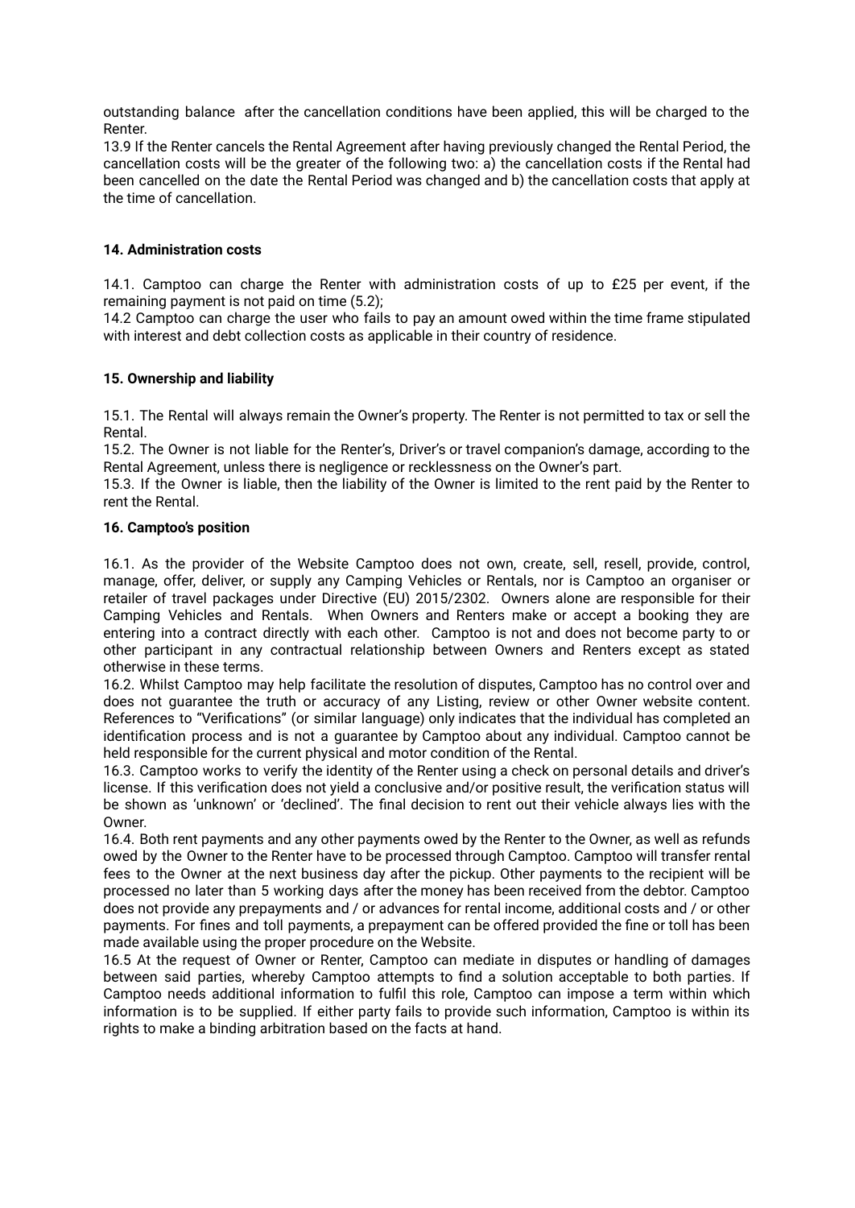outstanding balance after the cancellation conditions have been applied, this will be charged to the Renter.

13.9 If the Renter cancels the Rental Agreement after having previously changed the Rental Period, the cancellation costs will be the greater of the following two: a) the cancellation costs if the Rental had been cancelled on the date the Rental Period was changed and b) the cancellation costs that apply at the time of cancellation.

**14. Administration costs**

14.1. Camptoo can charge the Renter with administration costs of up to £25 per event, if the remaining payment is not paid on time (5.2);

14.2 Camptoo can charge the user who fails to pay an amount owed within the time frame stipulated with interest and debt collection costs as applicable in their country of residence.

**15. Ownership and liability**

15.1. The Rental will always remain the Owner's property. The Renter is not permitted to tax or sell the Rental.

15.2. The Owner is not liable for the Renter's, Driver's or travel companion's damage, according to the Rental Agreement, unless there is negligence or recklessness on the Owner's part.

15.3. If the Owner is liable, then the liability of the Owner is limited to the rent paid by the Renter to rent the Rental.

**16. Camptoo's position**

16.1. As the provider of the Website Camptoo does not own, create, sell, resell, provide, control, manage, offer, deliver, or supply any Camping Vehicles or Rentals, nor is Camptoo an organiser or retailer of travel packages under Directive (EU) 2015/2302. Owners alone are responsible for their Camping Vehicles and Rentals. When Owners and Renters make or accept a booking they are entering into a contract directly with each other. Camptoo is not and does not become party to or other participant in any contractual relationship between Owners and Renters except as stated otherwise in these terms.

16.2. Whilst Camptoo may help facilitate the resolution of disputes, Camptoo has no control over and does not guarantee the truth or accuracy of any Listing, review or other Owner website content. References to "Verifications" (or similar language) only indicates that the individual has completed an identification process and is not a guarantee by Camptoo about any individual. Camptoo cannot be held responsible for the current physical and motor condition of the Rental.

16.3. Camptoo works to verify the identity of the Renter using a check on personal details and driver's license. If this verification does not yield a conclusive and/or positive result, the verification status will be shown as 'unknown' or 'declined'. The final decision to rent out their vehicle always lies with the Owner.

16.4. Both rent payments and any other payments owed by the Renter to the Owner, as well as refunds owed by the Owner to the Renter have to be processed through Camptoo. Camptoo will transfer rental fees to the Owner at the next business day after the pickup. Other payments to the recipient will be processed no later than 5 working days after the money has been received from the debtor. Camptoo does not provide any prepayments and / or advances for rental income, additional costs and / or other payments. For fines and toll payments, a prepayment can be offered provided the fine or toll has been made available using the proper procedure on the Website.

16.5 At the request of Owner or Renter, Camptoo can mediate in disputes or handling of damages between said parties, whereby Camptoo attempts to find a solution acceptable to both parties. If Camptoo needs additional information to fulfil this role, Camptoo can impose a term within which information is to be supplied. If either party fails to provide such information, Camptoo is within its rights to make a binding arbitration based on the facts at hand.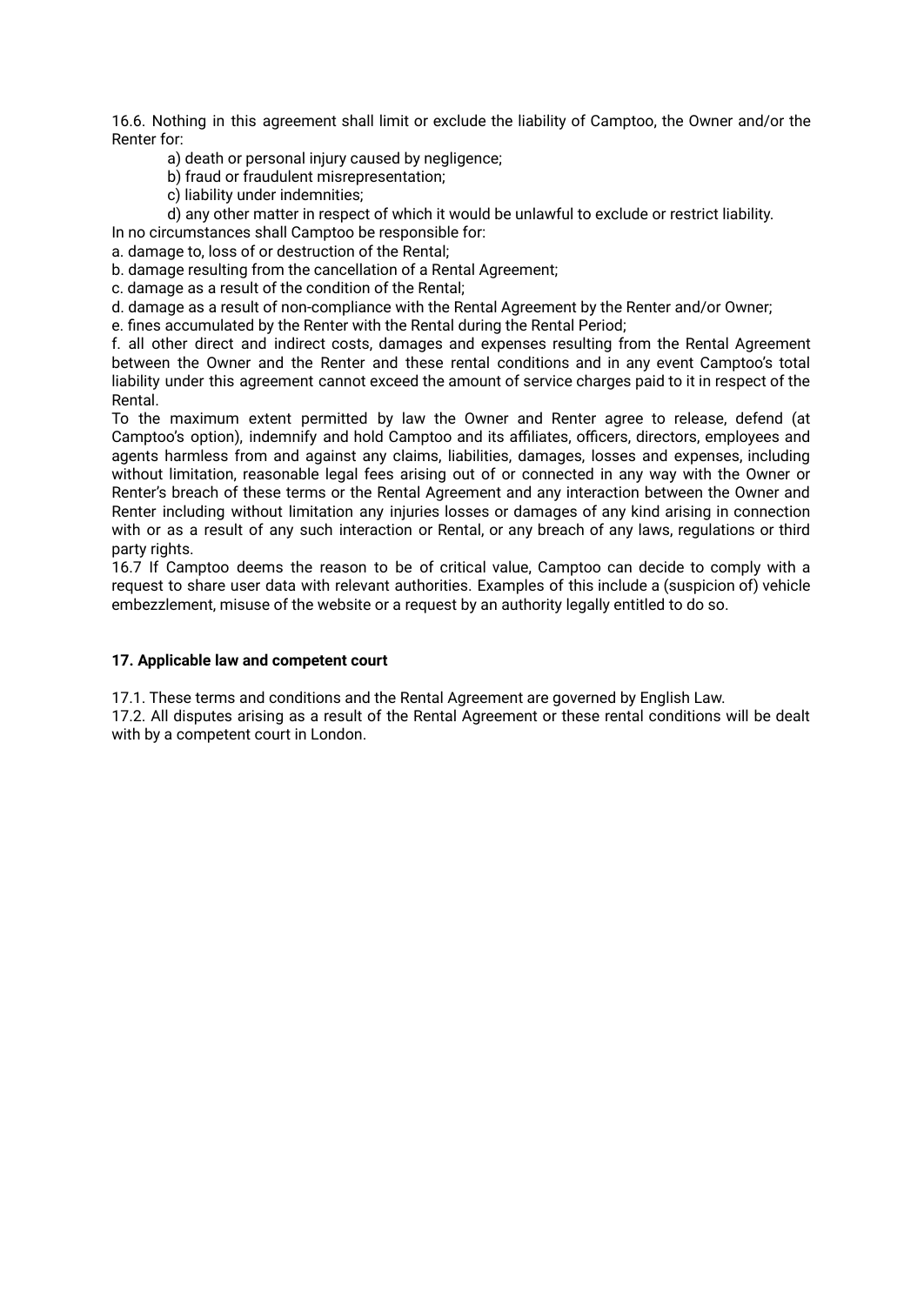16.6. Nothing in this agreement shall limit or exclude the liability of Camptoo, the Owner and/or the Renter for:

a) death or personal injury caused by negligence;

b) fraud or fraudulent misrepresentation;

c) liability under indemnities;

d) any other matter in respect of which it would be unlawful to exclude or restrict liability.

In no circumstances shall Camptoo be responsible for:

a. damage to, loss of or destruction of the Rental;

b. damage resulting from the cancellation of a Rental Agreement;

c. damage as a result of the condition of the Rental;

d. damage as a result of non-compliance with the Rental Agreement by the Renter and/or Owner;

e. fines accumulated by the Renter with the Rental during the Rental Period;

f. all other direct and indirect costs, damages and expenses resulting from the Rental Agreement between the Owner and the Renter and these rental conditions and in any event Camptoo's total liability under this agreement cannot exceed the amount of service charges paid to it in respect of the Rental.

To the maximum extent permitted by law the Owner and Renter agree to release, defend (at Camptoo's option), indemnify and hold Camptoo and its affiliates, officers, directors, employees and agents harmless from and against any claims, liabilities, damages, losses and expenses, including without limitation, reasonable legal fees arising out of or connected in any way with the Owner or Renter's breach of these terms or the Rental Agreement and any interaction between the Owner and Renter including without limitation any injuries losses or damages of any kind arising in connection with or as a result of any such interaction or Rental, or any breach of any laws, regulations or third party rights.

16.7 If Camptoo deems the reason to be of critical value, Camptoo can decide to comply with a request to share user data with relevant authorities. Examples of this include a (suspicion of) vehicle embezzlement, misuse of the website or a request by an authority legally entitled to do so.

**17. Applicable law and competent court**

17.1. These terms and conditions and the Rental Agreement are governed by English Law.

17.2. All disputes arising as a result of the Rental Agreement or these rental conditions will be dealt with by a competent court in London.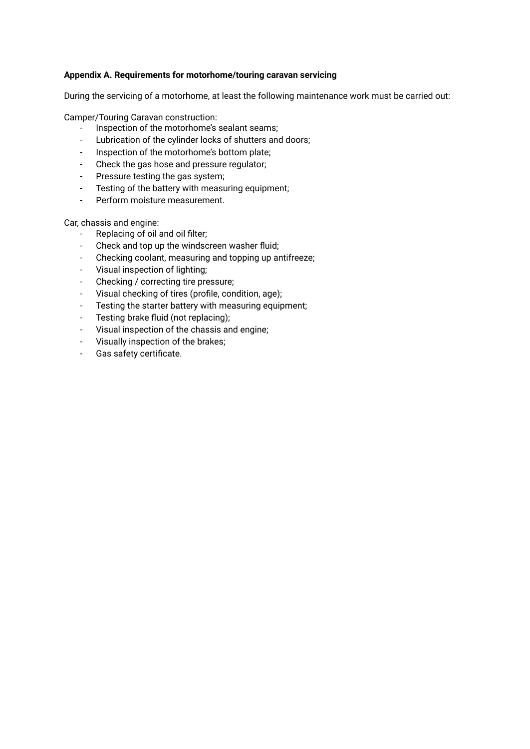**Appendix A. Requirements for motorhome/touring caravan servicing**

During the servicing of a motorhome, at least the following maintenance work must be carried out:

Camper/Touring Caravan construction:

- Inspection of the motorhome's sealant seams;
- Lubrication of the cylinder locks of shutters and doors;
- Inspection of the motorhome's bottom plate;
- Check the gas hose and pressure regulator;
- Pressure testing the gas system;
- Testing of the battery with measuring equipment;
- Perform moisture measurement.

Car, chassis and engine:

- Replacing of oil and oil filter;
- Check and top up the windscreen washer fluid;
- Checking coolant, measuring and topping up antifreeze;
- Visual inspection of lighting;
- Checking / correcting tire pressure;
- Visual checking of tires (profile, condition, age);
- Testing the starter battery with measuring equipment;
- Testing brake fluid (not replacing);
- Visual inspection of the chassis and engine;
- Visually inspection of the brakes;
- Gas safety certificate.